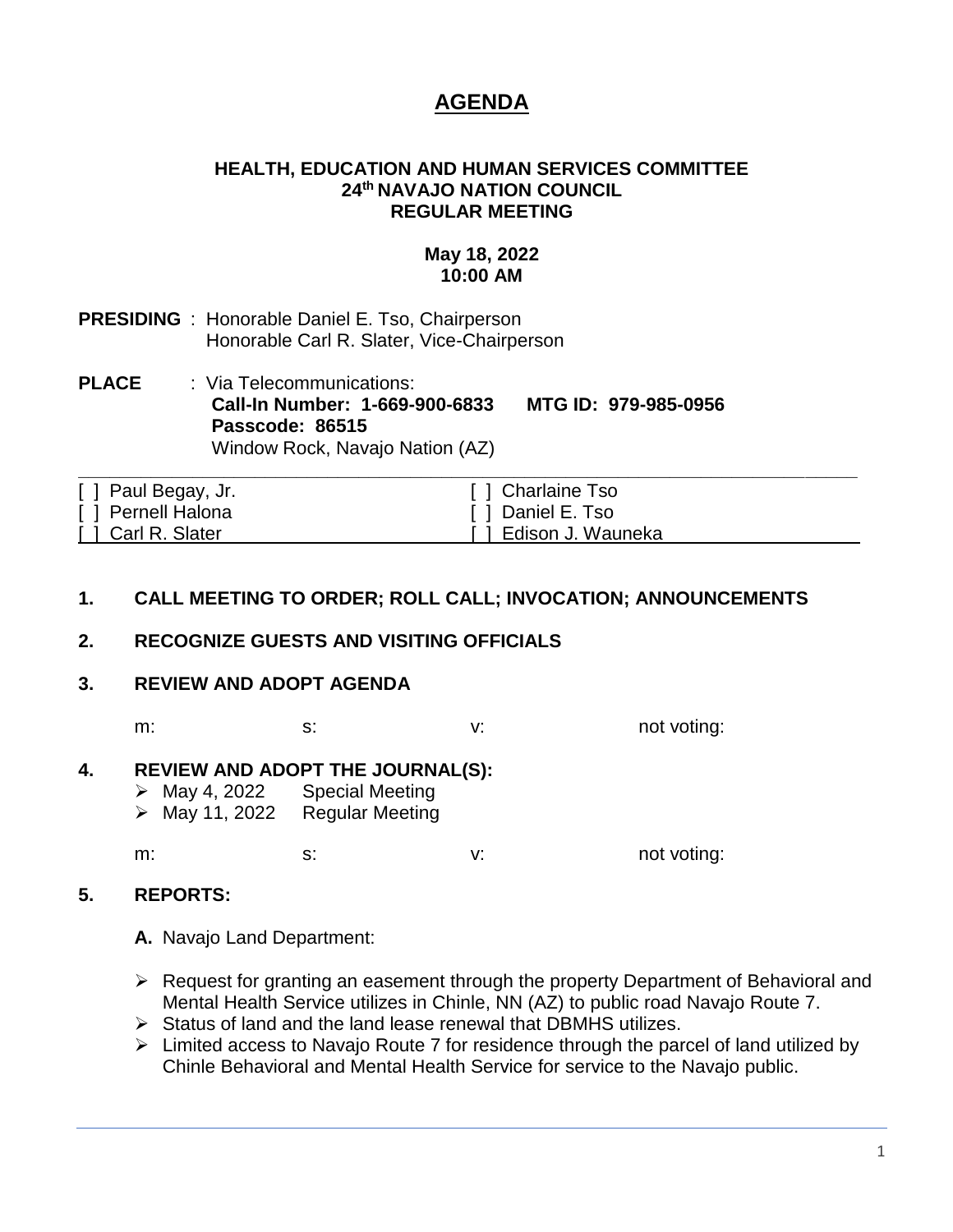# AGENDA

**HEALTH, EDUCATION AND HUMAN SERVICES COMMITTEE**
**24th NAVAJO NATION COUNCIL**
**REGULAR MEETING**

**May 18, 2022**
**10:00 AM**

**PRESIDING** : Honorable Daniel E. Tso, Chairperson
Honorable Carl R. Slater, Vice-Chairperson

**PLACE** : Via Telecommunications:
**Call-In Number: 1-669-900-6833 MTG ID: 979-985-0956**
**Passcode: 86515**
Window Rock, Navajo Nation (AZ)

| | |
|---|---|
| [ ] Paul Begay, Jr. | [ ] Charlaine Tso |
| [ ] Pernell Halona | [ ] Daniel E. Tso |
| [ ] Carl R. Slater | [ ] Edison J. Wauneka |

**1. CALL MEETING TO ORDER; ROLL CALL; INVOCATION; ANNOUNCEMENTS**

**2. RECOGNIZE GUESTS AND VISITING OFFICIALS**

**3. REVIEW AND ADOPT AGENDA**

m: s: v: not voting:

**4. REVIEW AND ADOPT THE JOURNAL(S):**

- May 4, 2022 Special Meeting
- May 11, 2022 Regular Meeting

m: s: v: not voting:

**5. REPORTS:**

**A.** Navajo Land Department:

- Request for granting an easement through the property Department of Behavioral and Mental Health Service utilizes in Chinle, NN (AZ) to public road Navajo Route 7.
- Status of land and the land lease renewal that DBMHS utilizes.
- Limited access to Navajo Route 7 for residence through the parcel of land utilized by Chinle Behavioral and Mental Health Service for service to the Navajo public.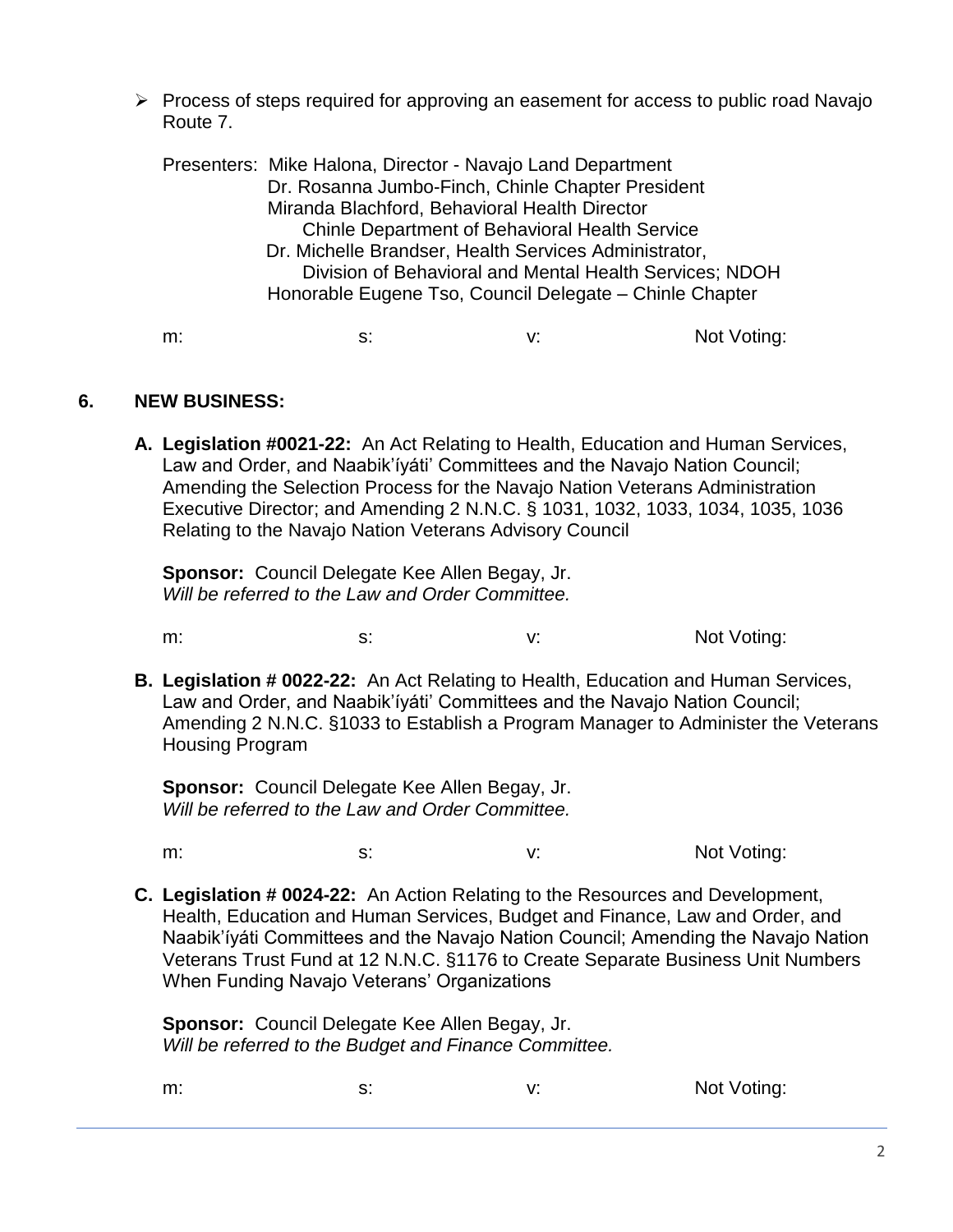- Process of steps required for approving an easement for access to public road Navajo Route 7.

  Presenters: Mike Halona, Director - Navajo Land Department
  Dr. Rosanna Jumbo-Finch, Chinle Chapter President
  Miranda Blachford, Behavioral Health Director
  Chinle Department of Behavioral Health Service
  Dr. Michelle Brandser, Health Services Administrator,
  Division of Behavioral and Mental Health Services; NDOH
  Honorable Eugene Tso, Council Delegate – Chinle Chapter

  m: s: v: Not Voting:

## 6. NEW BUSINESS:

**A. Legislation #0021-22:** An Act Relating to Health, Education and Human Services, Law and Order, and Naabik'íyáti' Committees and the Navajo Nation Council; Amending the Selection Process for the Navajo Nation Veterans Administration Executive Director; and Amending 2 N.N.C. § 1031, 1032, 1033, 1034, 1035, 1036 Relating to the Navajo Nation Veterans Advisory Council

**Sponsor:** Council Delegate Kee Allen Begay, Jr.
*Will be referred to the Law and Order Committee.*

m: s: v: Not Voting:

**B. Legislation # 0022-22:** An Act Relating to Health, Education and Human Services, Law and Order, and Naabik'íyáti' Committees and the Navajo Nation Council; Amending 2 N.N.C. §1033 to Establish a Program Manager to Administer the Veterans Housing Program

**Sponsor:** Council Delegate Kee Allen Begay, Jr.
*Will be referred to the Law and Order Committee.*

m: s: v: Not Voting:

**C. Legislation # 0024-22:** An Action Relating to the Resources and Development, Health, Education and Human Services, Budget and Finance, Law and Order, and Naabik'íyáti Committees and the Navajo Nation Council; Amending the Navajo Nation Veterans Trust Fund at 12 N.N.C. §1176 to Create Separate Business Unit Numbers When Funding Navajo Veterans' Organizations

**Sponsor:** Council Delegate Kee Allen Begay, Jr.
*Will be referred to the Budget and Finance Committee.*

m: s: v: Not Voting: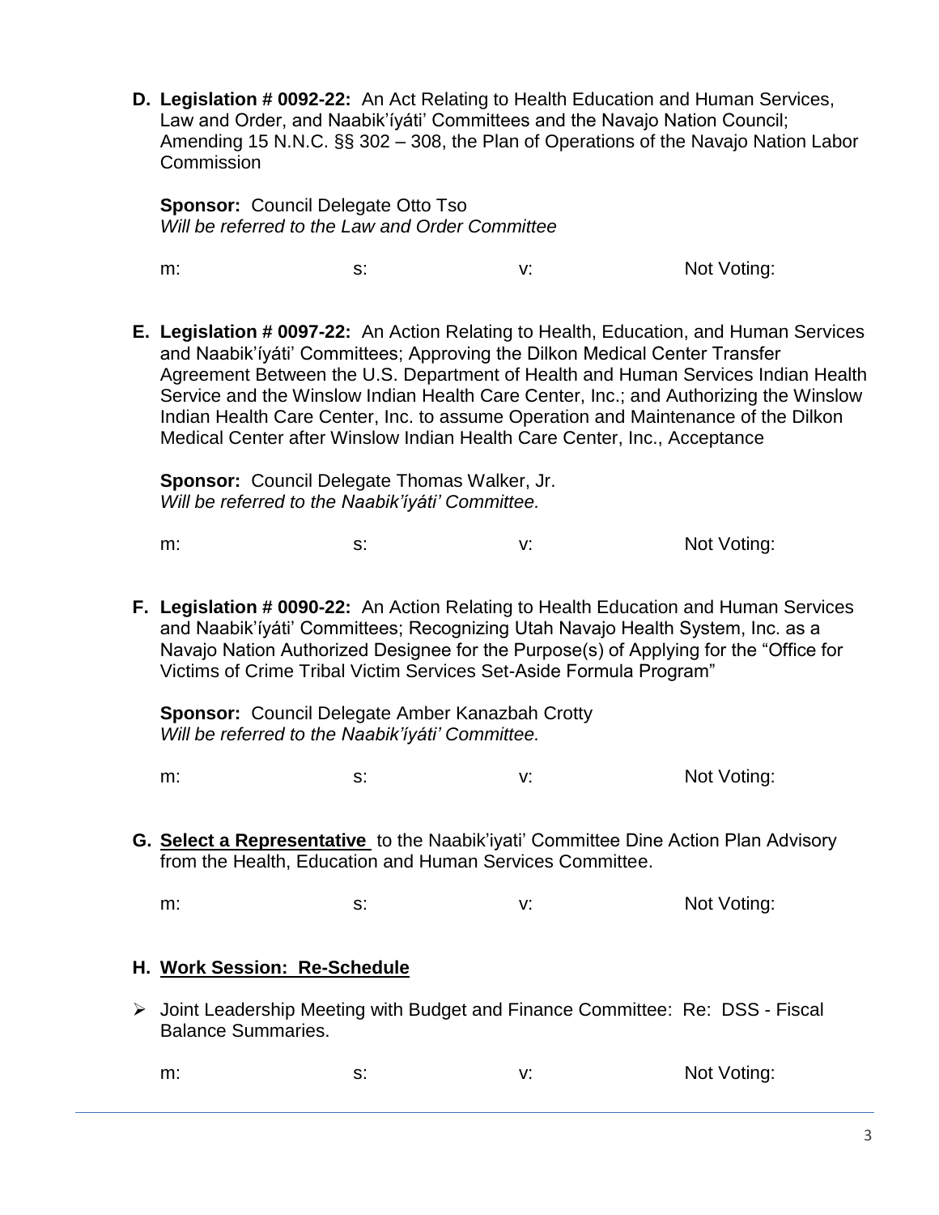**D. Legislation # 0092-22:** An Act Relating to Health Education and Human Services, Law and Order, and Naabik'íyáti' Committees and the Navajo Nation Council; Amending 15 N.N.C. §§ 302 – 308, the Plan of Operations of the Navajo Nation Labor Commission

**Sponsor:** Council Delegate Otto Tso
*Will be referred to the Law and Order Committee*

m: s: v: Not Voting:

**E. Legislation # 0097-22:** An Action Relating to Health, Education, and Human Services and Naabik'íyáti' Committees; Approving the Dilkon Medical Center Transfer Agreement Between the U.S. Department of Health and Human Services Indian Health Service and the Winslow Indian Health Care Center, Inc.; and Authorizing the Winslow Indian Health Care Center, Inc. to assume Operation and Maintenance of the Dilkon Medical Center after Winslow Indian Health Care Center, Inc., Acceptance

**Sponsor:** Council Delegate Thomas Walker, Jr.
*Will be referred to the Naabik'íyáti' Committee.*

m: s: v: Not Voting:

**F. Legislation # 0090-22:** An Action Relating to Health Education and Human Services and Naabik'íyáti' Committees; Recognizing Utah Navajo Health System, Inc. as a Navajo Nation Authorized Designee for the Purpose(s) of Applying for the "Office for Victims of Crime Tribal Victim Services Set-Aside Formula Program"

**Sponsor:** Council Delegate Amber Kanazbah Crotty
*Will be referred to the Naabik'íyáti' Committee.*

m: s: v: Not Voting:

**G. Select a Representative** to the Naabik'iyati' Committee Dine Action Plan Advisory from the Health, Education and Human Services Committee.

m: s: v: Not Voting:

**H. Work Session: Re-Schedule**

- Joint Leadership Meeting with Budget and Finance Committee: Re: DSS - Fiscal Balance Summaries.

m: s: v: Not Voting: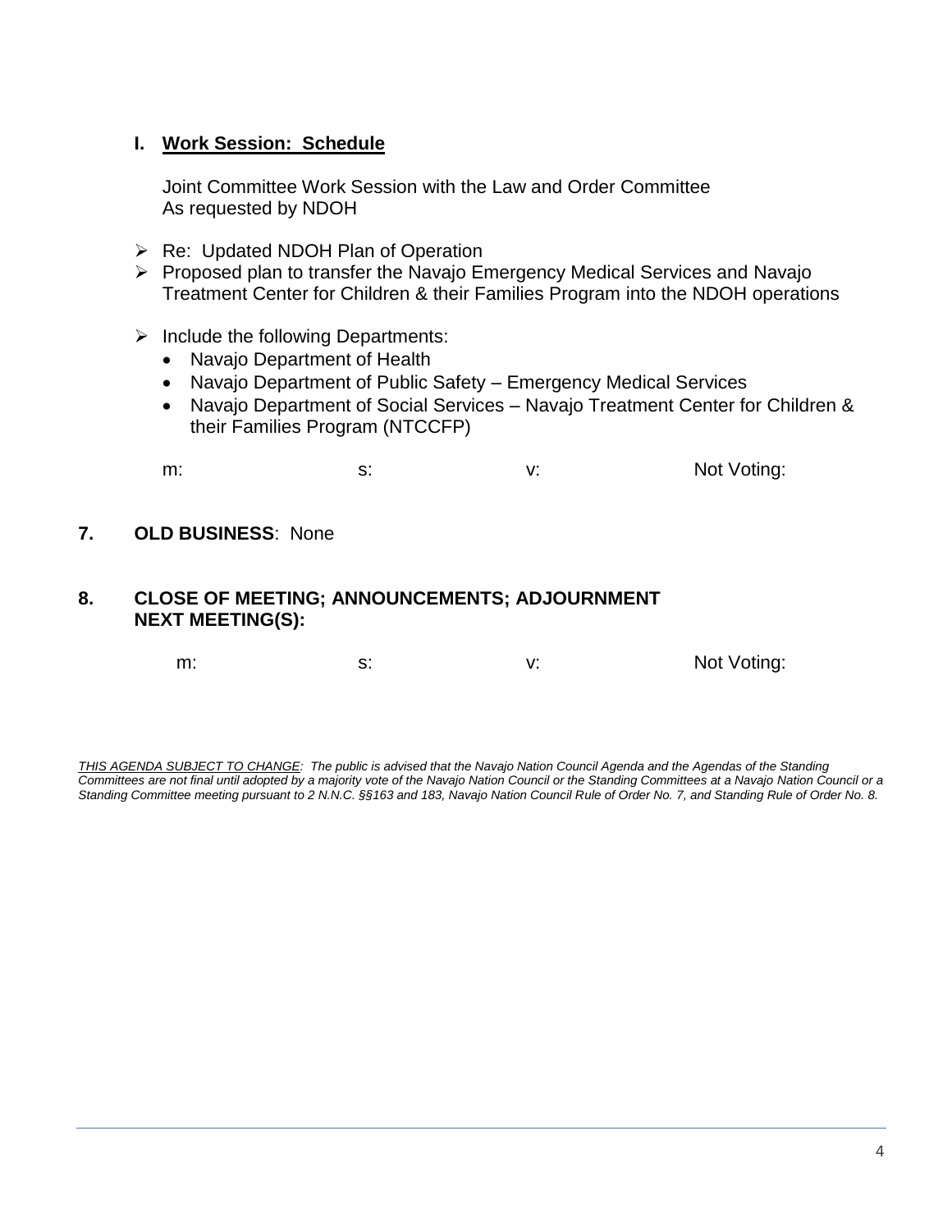**I. <u>Work Session: Schedule</u>**

Joint Committee Work Session with the Law and Order Committee
As requested by NDOH

- Re: Updated NDOH Plan of Operation
- Proposed plan to transfer the Navajo Emergency Medical Services and Navajo Treatment Center for Children & their Families Program into the NDOH operations

- Include the following Departments:
  - Navajo Department of Health
  - Navajo Department of Public Safety – Emergency Medical Services
  - Navajo Department of Social Services – Navajo Treatment Center for Children & their Families Program (NTCCFP)

m: s: v: Not Voting:

**7. OLD BUSINESS**: None

**8. CLOSE OF MEETING; ANNOUNCEMENTS; ADJOURNMENT NEXT MEETING(S):**

m: s: v: Not Voting:

*<u>THIS AGENDA SUBJECT TO CHANGE</u>: The public is advised that the Navajo Nation Council Agenda and the Agendas of the Standing Committees are not final until adopted by a majority vote of the Navajo Nation Council or the Standing Committees at a Navajo Nation Council or a Standing Committee meeting pursuant to 2 N.N.C. §§163 and 183, Navajo Nation Council Rule of Order No. 7, and Standing Rule of Order No. 8.*